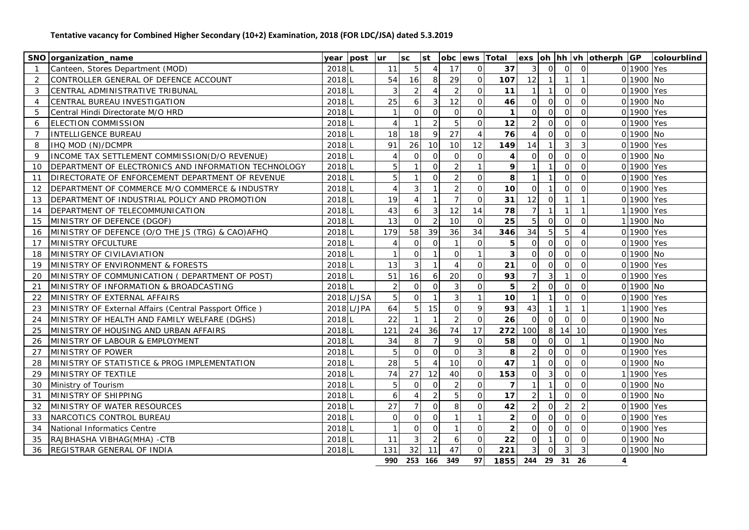**Tentative vacancy for Combined Higher Secondary (10+2) Examination, 2018 (FOR LDC/JSA) dated 5.3.2019**

| SNO | organization_name | year | post | ur | sc | st | obc | ews | Total | exs | oh | hh | vh | otherph | GP | colourblind |
|---|---|---|---|---|---|---|---|---|---|---|---|---|---|---|---|---|
| 1 | Canteen, Stores Department (MOD) | 2018 | L | 11 | 5 | 4 | 17 | 0 | **37** | 3 | 0 | 0 | 0 | 0 | 1900 | Yes |
| 2 | CONTROLLER GENERAL OF DEFENCE ACCOUNT | 2018 | L | 54 | 16 | 8 | 29 | 0 | **107** | 12 | 1 | 1 | 1 | 0 | 1900 | No |
| 3 | CENTRAL ADMINISTRATIVE TRIBUNAL | 2018 | L | 3 | 2 | 4 | 2 | 0 | **11** | 1 | 1 | 0 | 0 | 0 | 1900 | Yes |
| 4 | CENTRAL BUREAU INVESTIGATION | 2018 | L | 25 | 6 | 3 | 12 | 0 | **46** | 0 | 0 | 0 | 0 | 0 | 1900 | No |
| 5 | Central Hindi Directorate M/O HRD | 2018 | L | 1 | 0 | 0 | 0 | 0 | **1** | 0 | 0 | 0 | 0 | 0 | 1900 | Yes |
| 6 | ELECTION COMMISSION | 2018 | L | 4 | 1 | 2 | 5 | 0 | **12** | 2 | 0 | 0 | 0 | 0 | 1900 | Yes |
| 7 | INTELLIGENCE BUREAU | 2018 | L | 18 | 18 | 9 | 27 | 4 | **76** | 4 | 0 | 0 | 0 | 0 | 1900 | No |
| 8 | IHQ MOD (N)/DCMPR | 2018 | L | 91 | 26 | 10 | 10 | 12 | **149** | 14 | 1 | 3 | 3 | 0 | 1900 | Yes |
| 9 | INCOME TAX SETTLEMENT COMMISSION(D/O REVENUE) | 2018 | L | 4 | 0 | 0 | 0 | 0 | **4** | 0 | 0 | 0 | 0 | 0 | 1900 | No |
| 10 | DEPARTMENT OF ELECTRONICS AND INFORMATION TECHNOLOGY | 2018 | L | 5 | 1 | 0 | 2 | 1 | **9** | 1 | 1 | 0 | 0 | 0 | 1900 | Yes |
| 11 | DIRECTORATE OF ENFORCEMENT DEPARTMENT OF REVENUE | 2018 | L | 5 | 1 | 0 | 2 | 0 | **8** | 1 | 1 | 0 | 0 | 0 | 1900 | Yes |
| 12 | DEPARTMENT OF COMMERCE M/O COMMERCE & INDUSTRY | 2018 | L | 4 | 3 | 1 | 2 | 0 | **10** | 0 | 1 | 0 | 0 | 0 | 1900 | Yes |
| 13 | DEPARTMENT OF INDUSTRIAL POLICY AND PROMOTION | 2018 | L | 19 | 4 | 1 | 7 | 0 | **31** | 12 | 0 | 1 | 1 | 0 | 1900 | Yes |
| 14 | DEPARTMENT OF TELECOMMUNICATION | 2018 | L | 43 | 6 | 3 | 12 | 14 | **78** | 7 | 1 | 1 | 1 | 1 | 1900 | Yes |
| 15 | MINISTRY OF DEFENCE (DGOF) | 2018 | L | 13 | 0 | 2 | 10 | 0 | **25** | 5 | 0 | 0 | 0 | 1 | 1900 | No |
| 16 | MINISTRY OF DEFENCE (O/O THE JS (TRG) & CAO)AFHQ | 2018 | L | 179 | 58 | 39 | 36 | 34 | **346** | 34 | 5 | 5 | 4 | 0 | 1900 | Yes |
| 17 | MINISTRY OFCULTURE | 2018 | L | 4 | 0 | 0 | 1 | 0 | **5** | 0 | 0 | 0 | 0 | 0 | 1900 | Yes |
| 18 | MINISTRY OF CIVILAVIATION | 2018 | L | 1 | 0 | 1 | 0 | 1 | **3** | 0 | 0 | 0 | 0 | 0 | 1900 | No |
| 19 | MINISTRY OF ENVIRONMENT & FORESTS | 2018 | L | 13 | 3 | 1 | 4 | 0 | **21** | 0 | 0 | 0 | 0 | 0 | 1900 | Yes |
| 20 | MINISTRY OF COMMUNICATION ( DEPARTMENT OF POST) | 2018 | L | 51 | 16 | 6 | 20 | 0 | **93** | 7 | 3 | 1 | 0 | 0 | 1900 | Yes |
| 21 | MINISTRY OF INFORMATION & BROADCASTING | 2018 | L | 2 | 0 | 0 | 3 | 0 | **5** | 2 | 0 | 0 | 0 | 0 | 1900 | No |
| 22 | MINISTRY OF EXTERNAL AFFAIRS | 2018 | L/JSA | 5 | 0 | 1 | 3 | 1 | **10** | 1 | 1 | 0 | 0 | 0 | 1900 | Yes |
| 23 | MINISTRY OF External Affairs (Central Passport Office ) | 2018 | L/JPA | 64 | 5 | 15 | 0 | 9 | **93** | 43 | 1 | 1 | 1 | 1 | 1900 | Yes |
| 24 | MINISTRY OF HEALTH AND FAMILY WELFARE (DGHS) | 2018 | L | 22 | 1 | 1 | 2 | 0 | **26** | 0 | 0 | 0 | 0 | 0 | 1900 | No |
| 25 | MINISTRY OF HOUSING AND URBAN AFFAIRS | 2018 | L | 121 | 24 | 36 | 74 | 17 | **272** | 100 | 8 | 14 | 10 | 0 | 1900 | Yes |
| 26 | MINISTRY OF LABOUR & EMPLOYMENT | 2018 | L | 34 | 8 | 7 | 9 | 0 | **58** | 0 | 0 | 0 | 1 | 0 | 1900 | No |
| 27 | MINISTRY OF POWER | 2018 | L | 5 | 0 | 0 | 0 | 3 | **8** | 2 | 0 | 0 | 0 | 0 | 1900 | Yes |
| 28 | MINISTRY OF STATISTICE & PROG IMPLEMENTATION | 2018 | L | 28 | 5 | 4 | 10 | 0 | **47** | 1 | 0 | 0 | 0 | 0 | 1900 | No |
| 29 | MINISTRY OF TEXTILE | 2018 | L | 74 | 27 | 12 | 40 | 0 | **153** | 0 | 3 | 0 | 0 | 1 | 1900 | Yes |
| 30 | Ministry of Tourism | 2018 | L | 5 | 0 | 0 | 2 | 0 | **7** | 1 | 1 | 0 | 0 | 0 | 1900 | No |
| 31 | MINISTRY OF SHIPPING | 2018 | L | 6 | 4 | 2 | 5 | 0 | **17** | 2 | 1 | 0 | 0 | 0 | 1900 | No |
| 32 | MINISTRY OF WATER RESOURCES | 2018 | L | 27 | 7 | 0 | 8 | 0 | **42** | 2 | 0 | 2 | 2 | 0 | 1900 | Yes |
| 33 | NARCOTICS CONTROL BUREAU | 2018 | L | 0 | 0 | 0 | 1 | 1 | **2** | 0 | 0 | 0 | 0 | 0 | 1900 | Yes |
| 34 | National Informatics Centre | 2018 | L | 1 | 0 | 0 | 1 | 0 | **2** | 0 | 0 | 0 | 0 | 0 | 1900 | Yes |
| 35 | RAJBHASHA VIBHAG(MHA) -CTB | 2018 | L | 11 | 3 | 2 | 6 | 0 | **22** | 0 | 1 | 0 | 0 | 0 | 1900 | No |
| 36 | REGISTRAR GENERAL OF INDIA | 2018 | L | 131 | 32 | 11 | 47 | 0 | **221** | 3 | 0 | 3 | 3 | 0 | 1900 | No |
| | | | | **990** | **253** | **166** | **349** | **97** | **1855** | **244** | **29** | **31** | **26** | **4** | | |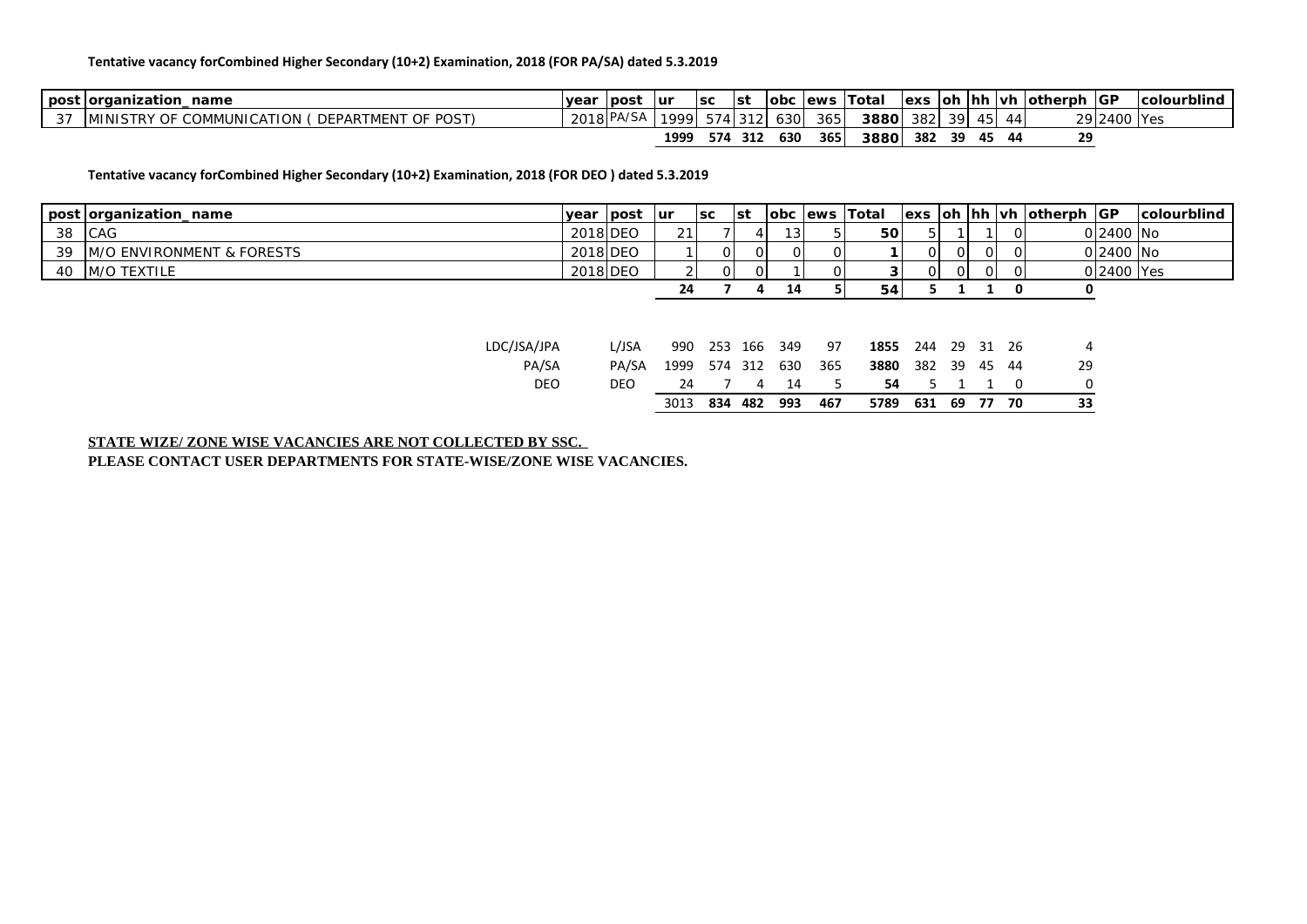**Tentative vacancy forCombined Higher Secondary (10+2) Examination, 2018 (FOR PA/SA) dated 5.3.2019**

| post | organization_name | year | post | ur | sc | st | obc | ews | Total | exs | oh | hh | vh | otherph | GP | colourblind |
|---|---|---|---|---|---|---|---|---|---|---|---|---|---|---|---|---|
| 37 | MINISTRY OF COMMUNICATION ( DEPARTMENT OF POST) | 2018 | PA/SA | 1999 | 574 | 312 | 630 | 365 | **3880** | 382 | 39 | 45 | 44 | 29 | 2400 | Yes |
| | | | | **1999** | **574** | **312** | **630** | **365** | **3880** | **382** | **39** | **45** | **44** | **29** | | |

**Tentative vacancy forCombined Higher Secondary (10+2) Examination, 2018 (FOR DEO ) dated 5.3.2019**

| post | organization_name | year | post | ur | sc | st | obc | ews | Total | exs | oh | hh | vh | otherph | GP | colourblind |
|---|---|---|---|---|---|---|---|---|---|---|---|---|---|---|---|---|
| 38 | CAG | 2018 | DEO | 21 | 7 | 4 | 13 | 5 | **50** | 5 | 1 | 1 | 0 | 0 | 2400 | No |
| 39 | M/O ENVIRONMENT & FORESTS | 2018 | DEO | 1 | 0 | 0 | 0 | 0 | **1** | 0 | 0 | 0 | 0 | 0 | 2400 | No |
| 40 | M/O TEXTILE | 2018 | DEO | 2 | 0 | 0 | 1 | 0 | **3** | 0 | 0 | 0 | 0 | 0 | 2400 | Yes |
| | | | | **24** | **7** | **4** | **14** | **5** | **54** | **5** | **1** | **1** | **0** | **0** | | |

| | | | | | | | | | | | | |
|---|---|---|---|---|---|---|---|---|---|---|---|---|
| LDC/JSA/JPA | L/JSA | 990 | 253 | 166 | 349 | 97 | **1855** | 244 | 29 | 31 | 26 | 4 |
| PA/SA | PA/SA | 1999 | 574 | 312 | 630 | 365 | **3880** | 382 | 39 | 45 | 44 | 29 |
| DEO | DEO | 24 | 7 | 4 | 14 | 5 | **54** | 5 | 1 | 1 | 0 | 0 |
| | | 3013 | **834** | **482** | **993** | **467** | **5789** | **631** | **69** | **77** | **70** | **33** |

**STATE WIZE/ ZONE WISE VACANCIES ARE NOT COLLECTED BY SSC.**

**PLEASE CONTACT USER DEPARTMENTS FOR STATE-WISE/ZONE WISE VACANCIES.**